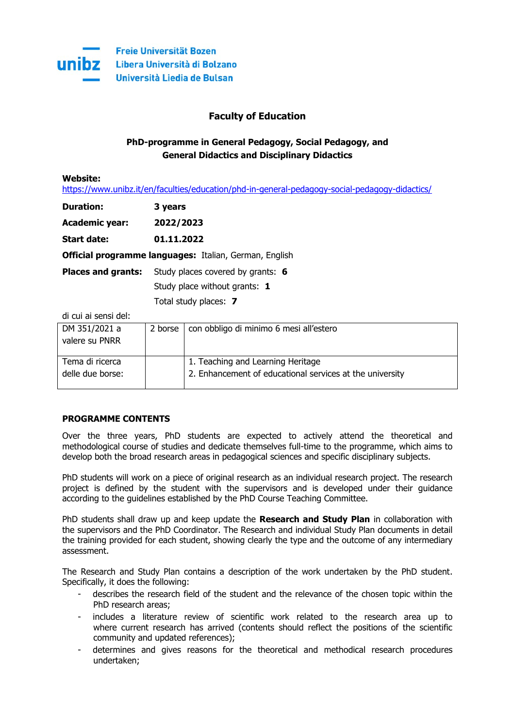Freie Universität Bozen
Libera Università di Bolzano
Università Liedia de Bulsan

## Faculty of Education

### PhD-programme in General Pedagogy, Social Pedagogy, and General Didactics and Disciplinary Didactics

**Website:**
https://www.unibz.it/en/faculties/education/phd-in-general-pedagogy-social-pedagogy-didactics/

**Duration:** **3 years**

**Academic year:** **2022/2023**

**Start date:** **01.11.2022**

**Official programme languages:** Italian, German, English

**Places and grants:** Study places covered by grants: **6**

Study place without grants: **1**

Total study places: **7**

di cui ai sensi del:

| DM 351/2021 a valere su PNRR | 2 borse | con obbligo di minimo 6 mesi all'estero |
|---|---|---|
| Tema di ricerca delle due borse: | | 1. Teaching and Learning Heritage<br>2. Enhancement of educational services at the university |

### PROGRAMME CONTENTS

Over the three years, PhD students are expected to actively attend the theoretical and methodological course of studies and dedicate themselves full-time to the programme, which aims to develop both the broad research areas in pedagogical sciences and specific disciplinary subjects.

PhD students will work on a piece of original research as an individual research project. The research project is defined by the student with the supervisors and is developed under their guidance according to the guidelines established by the PhD Course Teaching Committee.

PhD students shall draw up and keep update the **Research and Study Plan** in collaboration with the supervisors and the PhD Coordinator. The Research and individual Study Plan documents in detail the training provided for each student, showing clearly the type and the outcome of any intermediary assessment.

The Research and Study Plan contains a description of the work undertaken by the PhD student. Specifically, it does the following:

- describes the research field of the student and the relevance of the chosen topic within the PhD research areas;
- includes a literature review of scientific work related to the research area up to where current research has arrived (contents should reflect the positions of the scientific community and updated references);
- determines and gives reasons for the theoretical and methodical research procedures undertaken;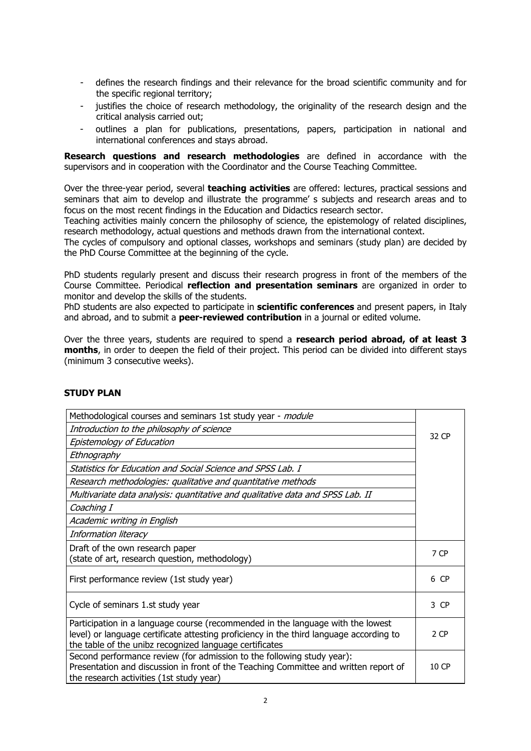- defines the research findings and their relevance for the broad scientific community and for the specific regional territory;
- justifies the choice of research methodology, the originality of the research design and the critical analysis carried out;
- outlines a plan for publications, presentations, papers, participation in national and international conferences and stays abroad.

**Research questions and research methodologies** are defined in accordance with the supervisors and in cooperation with the Coordinator and the Course Teaching Committee.

Over the three-year period, several **teaching activities** are offered: lectures, practical sessions and seminars that aim to develop and illustrate the programme' s subjects and research areas and to focus on the most recent findings in the Education and Didactics research sector.
Teaching activities mainly concern the philosophy of science, the epistemology of related disciplines, research methodology, actual questions and methods drawn from the international context.
The cycles of compulsory and optional classes, workshops and seminars (study plan) are decided by the PhD Course Committee at the beginning of the cycle.

PhD students regularly present and discuss their research progress in front of the members of the Course Committee. Periodical **reflection and presentation seminars** are organized in order to monitor and develop the skills of the students.
PhD students are also expected to participate in **scientific conferences** and present papers, in Italy and abroad, and to submit a **peer-reviewed contribution** in a journal or edited volume.

Over the three years, students are required to spend a **research period abroad, of at least 3 months**, in order to deepen the field of their project. This period can be divided into different stays (minimum 3 consecutive weeks).

## STUDY PLAN

| | |
|---|---|
| Methodological courses and seminars 1st study year - *module* | 32 CP |
| *Introduction to the philosophy of science* | |
| *Epistemology of Education* | |
| *Ethnography* | |
| *Statistics for Education and Social Science and SPSS Lab. I* | |
| *Research methodologies: qualitative and quantitative methods* | |
| *Multivariate data analysis: quantitative and qualitative data and SPSS Lab. II* | |
| *Coaching I* | |
| *Academic writing in English* | |
| *Information literacy* | |
| Draft of the own research paper (state of art, research question, methodology) | 7 CP |
| First performance review (1st study year) | 6 CP |
| Cycle of seminars 1.st study year | 3 CP |
| Participation in a language course (recommended in the language with the lowest level) or language certificate attesting proficiency in the third language according to the table of the unibz recognized language certificates | 2 CP |
| Second performance review (for admission to the following study year): Presentation and discussion in front of the Teaching Committee and written report of the research activities (1st study year) | 10 CP |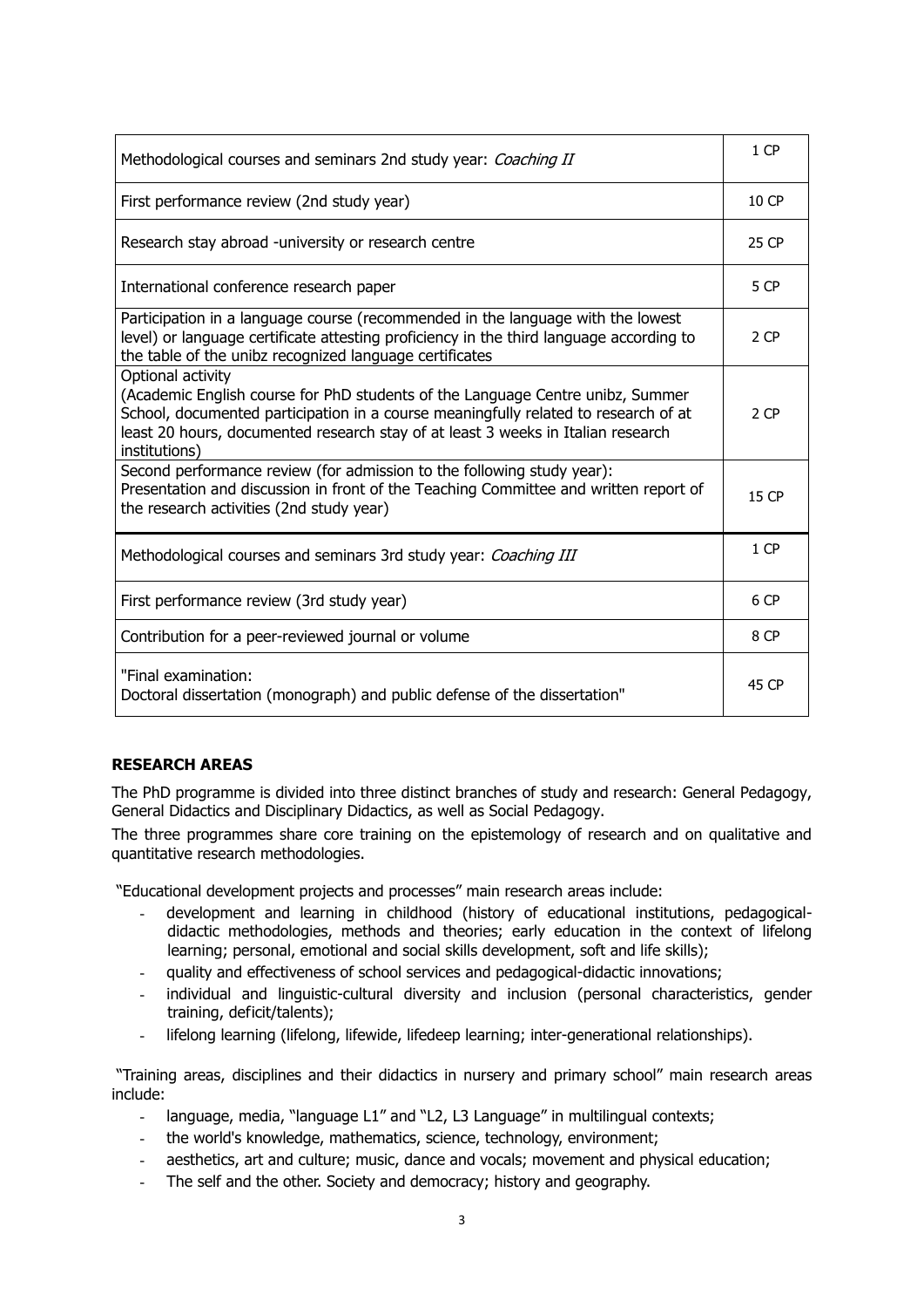| | |
|---|---|
| Methodological courses and seminars 2nd study year: *Coaching II* | 1 CP |
| First performance review (2nd study year) | 10 CP |
| Research stay abroad -university or research centre | 25 CP |
| International conference research paper | 5 CP |
| Participation in a language course (recommended in the language with the lowest level) or language certificate attesting proficiency in the third language according to the table of the unibz recognized language certificates | 2 CP |
| Optional activity (Academic English course for PhD students of the Language Centre unibz, Summer School, documented participation in a course meaningfully related to research of at least 20 hours, documented research stay of at least 3 weeks in Italian research institutions) | 2 CP |
| Second performance review (for admission to the following study year): Presentation and discussion in front of the Teaching Committee and written report of the research activities (2nd study year) | 15 CP |
| Methodological courses and seminars 3rd study year: *Coaching III* | 1 CP |
| First performance review (3rd study year) | 6 CP |
| Contribution for a peer-reviewed journal or volume | 8 CP |
| "Final examination: Doctoral dissertation (monograph) and public defense of the dissertation" | 45 CP |

**RESEARCH AREAS**

The PhD programme is divided into three distinct branches of study and research: General Pedagogy, General Didactics and Disciplinary Didactics, as well as Social Pedagogy.

The three programmes share core training on the epistemology of research and on qualitative and quantitative research methodologies.

"Educational development projects and processes" main research areas include:

- development and learning in childhood (history of educational institutions, pedagogical-didactic methodologies, methods and theories; early education in the context of lifelong learning; personal, emotional and social skills development, soft and life skills);
- quality and effectiveness of school services and pedagogical-didactic innovations;
- individual and linguistic-cultural diversity and inclusion (personal characteristics, gender training, deficit/talents);
- lifelong learning (lifelong, lifewide, lifedeep learning; inter-generational relationships).

"Training areas, disciplines and their didactics in nursery and primary school" main research areas include:

- language, media, "language L1" and "L2, L3 Language" in multilingual contexts;
- the world's knowledge, mathematics, science, technology, environment;
- aesthetics, art and culture; music, dance and vocals; movement and physical education;
- The self and the other. Society and democracy; history and geography.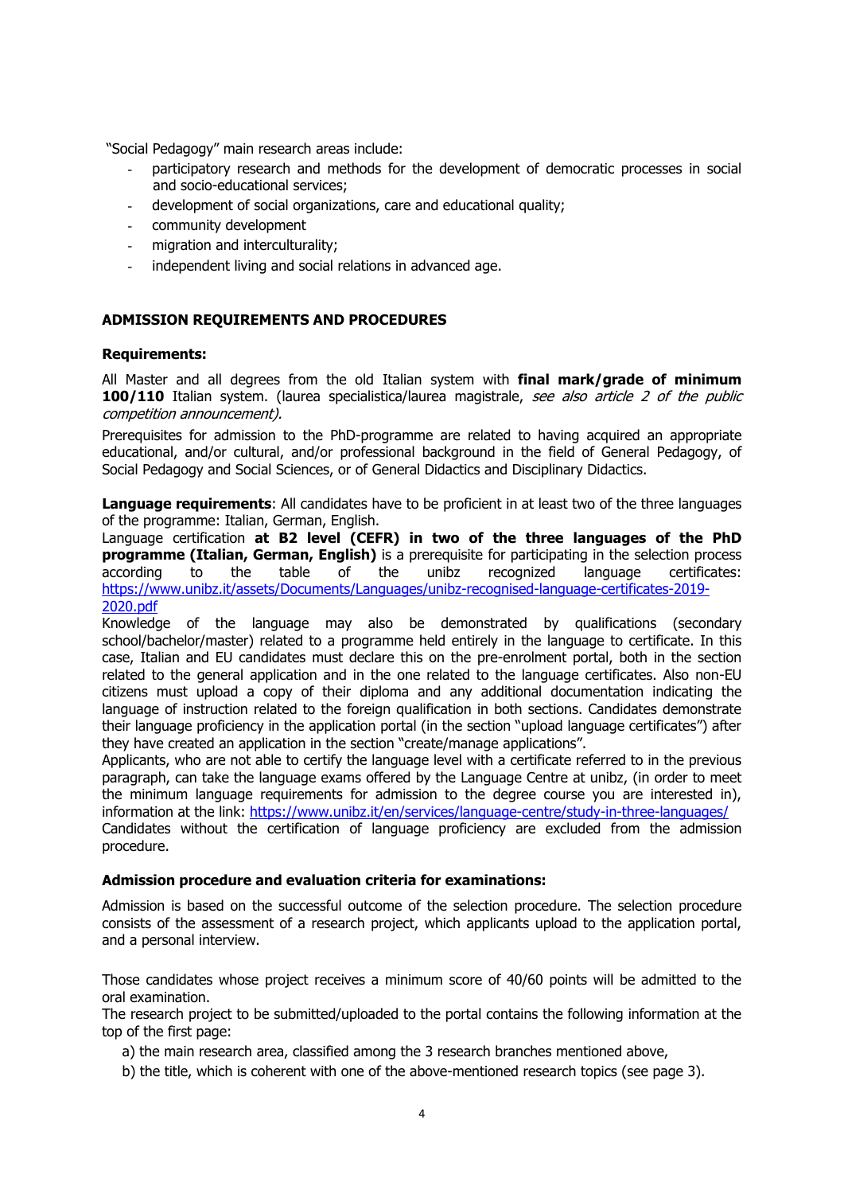"Social Pedagogy" main research areas include:

- participatory research and methods for the development of democratic processes in social and socio-educational services;
- development of social organizations, care and educational quality;
- community development
- migration and interculturality;
- independent living and social relations in advanced age.

## ADMISSION REQUIREMENTS AND PROCEDURES

### Requirements:

All Master and all degrees from the old Italian system with **final mark/grade of minimum 100/110** Italian system. (laurea specialistica/laurea magistrale, *see also article 2 of the public competition announcement).*

Prerequisites for admission to the PhD-programme are related to having acquired an appropriate educational, and/or cultural, and/or professional background in the field of General Pedagogy, of Social Pedagogy and Social Sciences, or of General Didactics and Disciplinary Didactics.

**Language requirements**: All candidates have to be proficient in at least two of the three languages of the programme: Italian, German, English.

Language certification **at B2 level (CEFR) in two of the three languages of the PhD programme (Italian, German, English)** is a prerequisite for participating in the selection process according to the table of the unibz recognized language certificates: https://www.unibz.it/assets/Documents/Languages/unibz-recognised-language-certificates-2019-2020.pdf

Knowledge of the language may also be demonstrated by qualifications (secondary school/bachelor/master) related to a programme held entirely in the language to certificate. In this case, Italian and EU candidates must declare this on the pre-enrolment portal, both in the section related to the general application and in the one related to the language certificates. Also non-EU citizens must upload a copy of their diploma and any additional documentation indicating the language of instruction related to the foreign qualification in both sections. Candidates demonstrate their language proficiency in the application portal (in the section "upload language certificates") after they have created an application in the section "create/manage applications".

Applicants, who are not able to certify the language level with a certificate referred to in the previous paragraph, can take the language exams offered by the Language Centre at unibz, (in order to meet the minimum language requirements for admission to the degree course you are interested in), information at the link: https://www.unibz.it/en/services/language-centre/study-in-three-languages/

Candidates without the certification of language proficiency are excluded from the admission procedure.

### Admission procedure and evaluation criteria for examinations:

Admission is based on the successful outcome of the selection procedure. The selection procedure consists of the assessment of a research project, which applicants upload to the application portal, and a personal interview.

Those candidates whose project receives a minimum score of 40/60 points will be admitted to the oral examination.

The research project to be submitted/uploaded to the portal contains the following information at the top of the first page:

a) the main research area, classified among the 3 research branches mentioned above,

b) the title, which is coherent with one of the above-mentioned research topics (see page 3).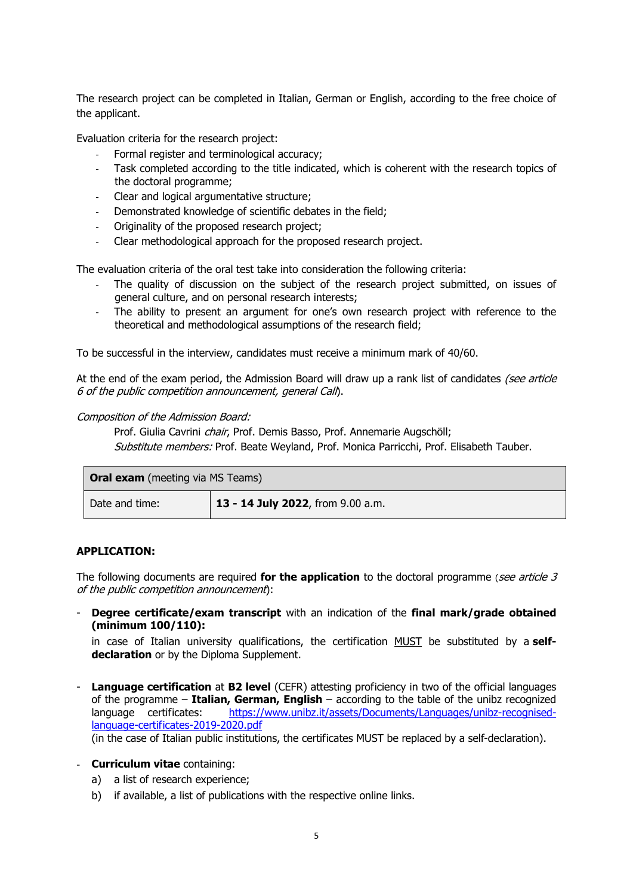The research project can be completed in Italian, German or English, according to the free choice of the applicant.

Evaluation criteria for the research project:

- Formal register and terminological accuracy;
- Task completed according to the title indicated, which is coherent with the research topics of the doctoral programme;
- Clear and logical argumentative structure;
- Demonstrated knowledge of scientific debates in the field;
- Originality of the proposed research project;
- Clear methodological approach for the proposed research project.

The evaluation criteria of the oral test take into consideration the following criteria:

- The quality of discussion on the subject of the research project submitted, on issues of general culture, and on personal research interests;
- The ability to present an argument for one's own research project with reference to the theoretical and methodological assumptions of the research field;

To be successful in the interview, candidates must receive a minimum mark of 40/60.

At the end of the exam period, the Admission Board will draw up a rank list of candidates *(see article 6 of the public competition announcement, general Call*).

*Composition of the Admission Board:*

Prof. Giulia Cavrini *chair*, Prof. Demis Basso, Prof. Annemarie Augschöll;
*Substitute members:* Prof. Beate Weyland, Prof. Monica Parricchi, Prof. Elisabeth Tauber.

| **Oral exam** (meeting via MS Teams) | |
|---|---|
| Date and time: | **13 - 14 July 2022**, from 9.00 a.m. |

**APPLICATION:**

The following documents are required **for the application** to the doctoral programme (*see article 3 of the public competition announcement*):

- **Degree certificate/exam transcript** with an indication of the **final mark/grade obtained (minimum 100/110):**

  in case of Italian university qualifications, the certification MUST be substituted by a **self-declaration** or by the Diploma Supplement.

- **Language certification** at **B2 level** (CEFR) attesting proficiency in two of the official languages of the programme – **Italian, German, English** – according to the table of the unibz recognized language certificates: https://www.unibz.it/assets/Documents/Languages/unibz-recognised-language-certificates-2019-2020.pdf
  (in the case of Italian public institutions, the certificates MUST be replaced by a self-declaration).

- **Curriculum vitae** containing:
  a) a list of research experience;
  b) if available, a list of publications with the respective online links.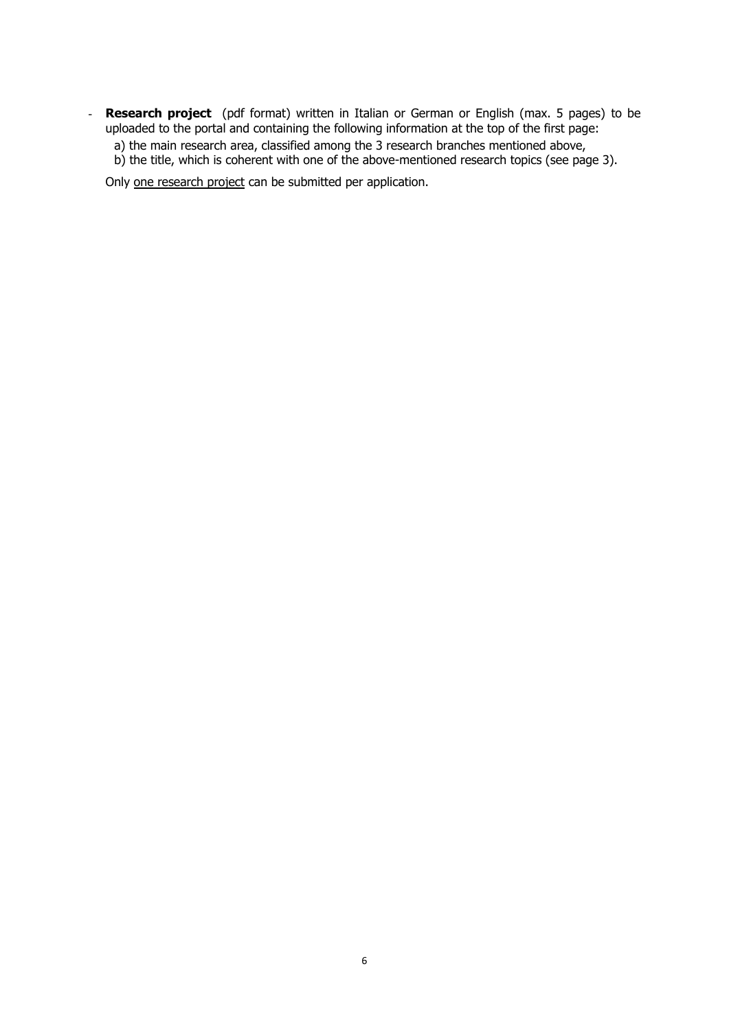- **Research project** (pdf format) written in Italian or German or English (max. 5 pages) to be uploaded to the portal and containing the following information at the top of the first page:
  a) the main research area, classified among the 3 research branches mentioned above,
  b) the title, which is coherent with one of the above-mentioned research topics (see page 3).

  Only <u>one research project</u> can be submitted per application.